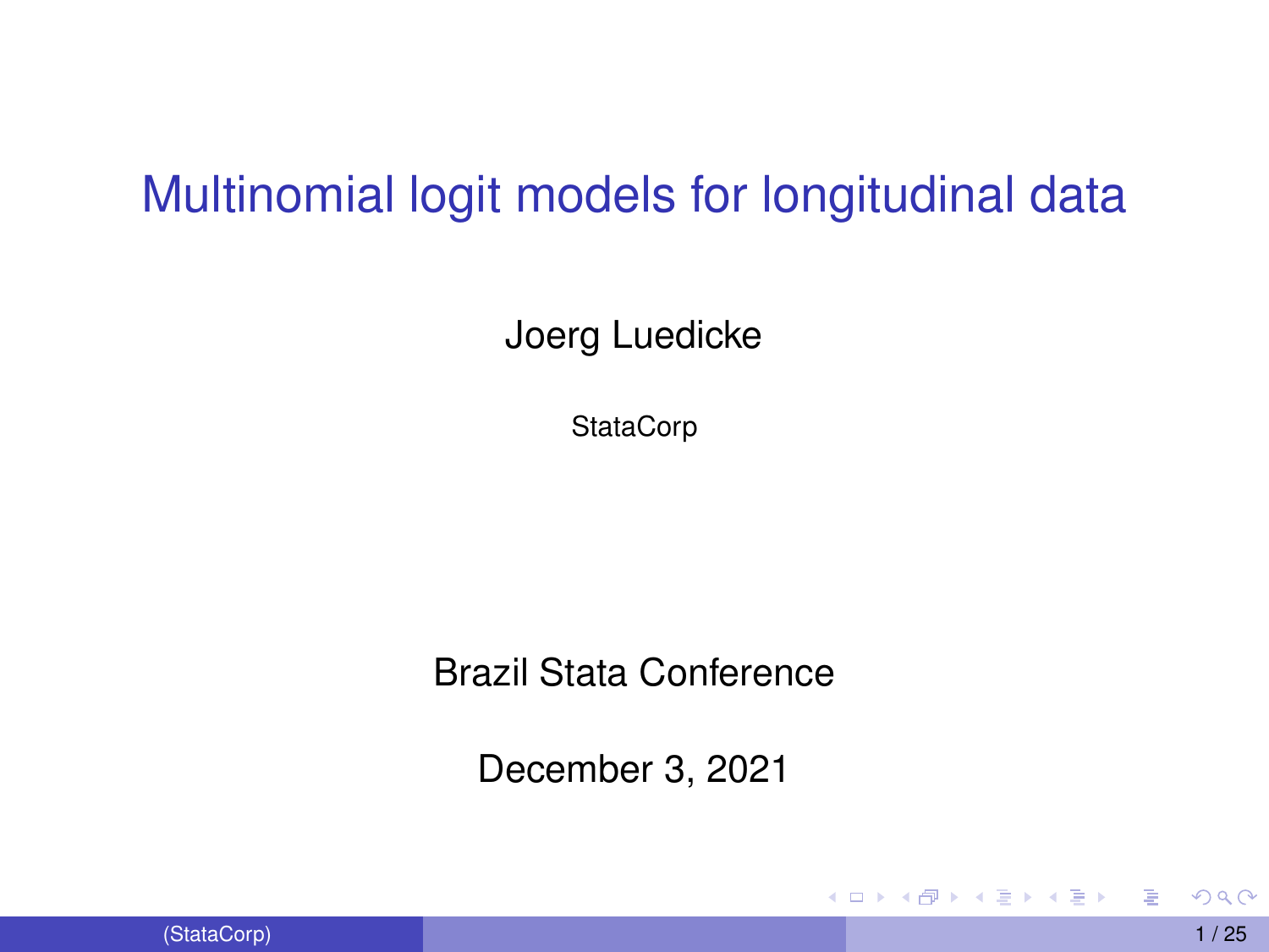# Multinomial logit models for longitudinal data

Joerg Luedicke

StataCorp

Brazil Stata Conference

December 3, 2021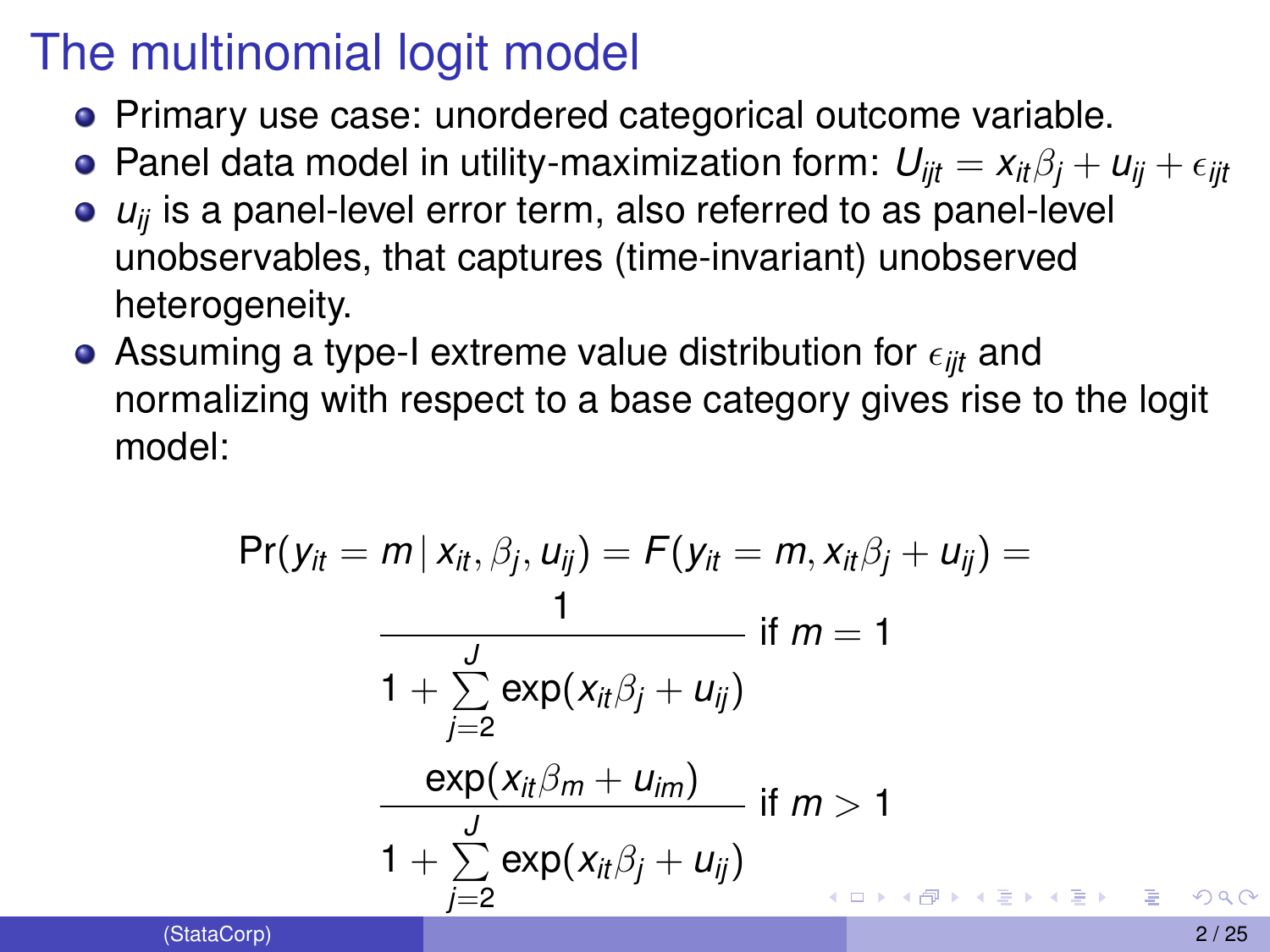# The multinomial logit model

- Primary use case: unordered categorical outcome variable.
- Panel data model in utility-maximization form: $U_{ijt} = x_{it}\beta_j + u_{ij} + \epsilon_{ijt}$
- $u_{ij}$ is a panel-level error term, also referred to as panel-level unobservables, that captures (time-invariant) unobserved heterogeneity.
- Assuming a type-I extreme value distribution for $\epsilon_{ijt}$ and normalizing with respect to a base category gives rise to the logit model:

$$
\Pr(y_{it} = m \,|\, x_{it}, \beta_j, u_{ij}) = F(y_{it} = m, x_{it}\beta_j + u_{ij}) =
$$

$$
\frac{1}{1 + \sum_{j=2}^{J} \exp(x_{it}\beta_j + u_{ij})} \text{ if } m = 1
$$

$$
\frac{\exp(x_{it}\beta_m + u_{im})}{1 + \sum_{j=2}^{J} \exp(x_{it}\beta_j + u_{ij})} \text{ if } m > 1
$$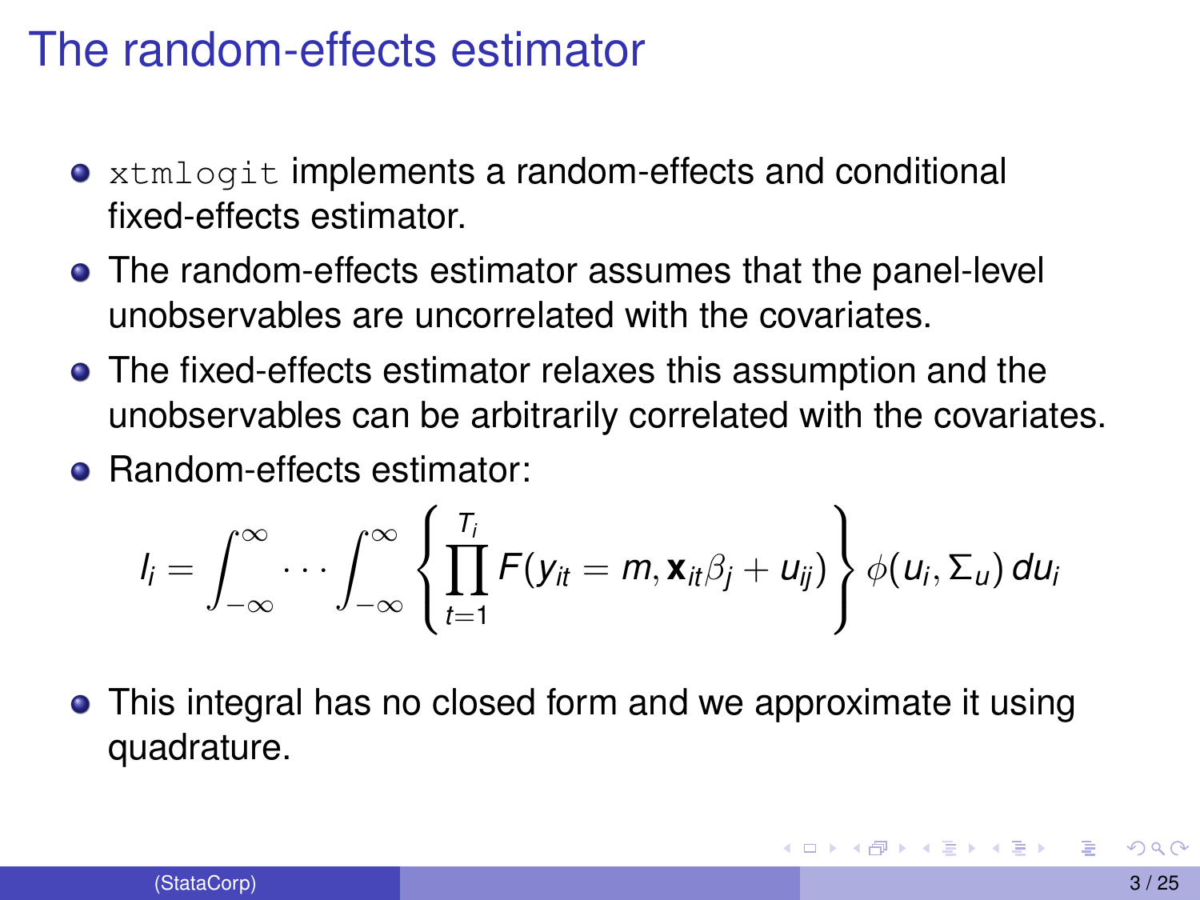# The random-effects estimator

- `xtmlogit` implements a random-effects and conditional fixed-effects estimator.
- The random-effects estimator assumes that the panel-level unobservables are uncorrelated with the covariates.
- The fixed-effects estimator relaxes this assumption and the unobservables can be arbitrarily correlated with the covariates.
- Random-effects estimator:

$$l_i = \int_{-\infty}^{\infty} \cdots \int_{-\infty}^{\infty} \left\{ \prod_{t=1}^{T_i} F(y_{it} = m, \mathbf{x}_{it}\beta_j + u_{ij}) \right\} \phi(u_i, \Sigma_u)\, du_i$$

- This integral has no closed form and we approximate it using quadrature.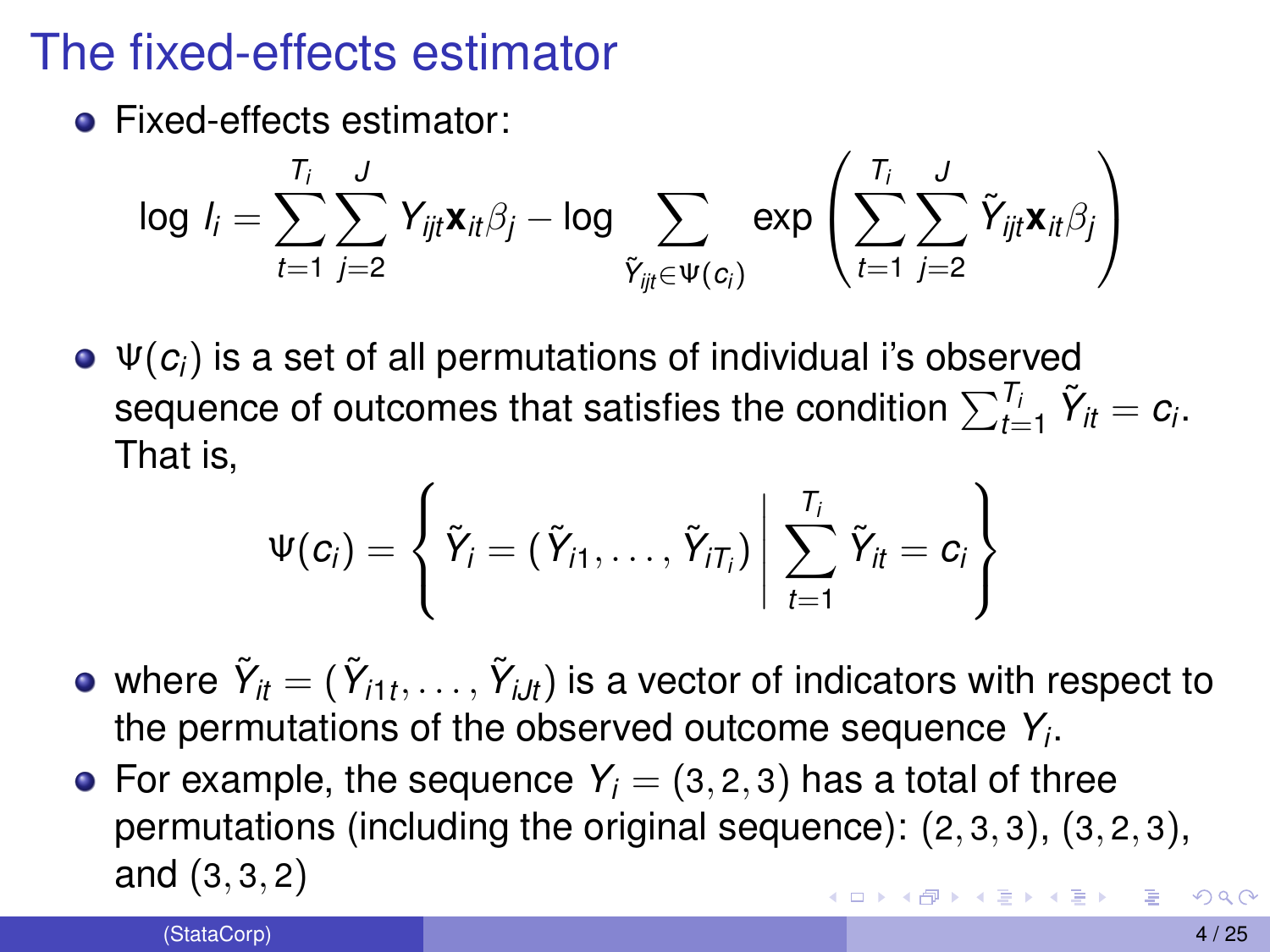# The fixed-effects estimator

- Fixed-effects estimator:

$$\log l_i = \sum_{t=1}^{T_i} \sum_{j=2}^{J} Y_{ijt} \mathbf{x}_{it} \beta_j - \log \sum_{\tilde{Y}_{ijt} \in \Psi(c_i)} \exp \left( \sum_{t=1}^{T_i} \sum_{j=2}^{J} \tilde{Y}_{ijt} \mathbf{x}_{it} \beta_j \right)$$

- $\Psi(c_i)$ is a set of all permutations of individual i's observed sequence of outcomes that satisfies the condition $\sum_{t=1}^{T_i} \tilde{Y}_{it} = c_i$. That is,

$$\Psi(c_i) = \left\{ \tilde{Y}_i = (\tilde{Y}_{i1}, \ldots, \tilde{Y}_{iT_i}) \,\middle|\, \sum_{t=1}^{T_i} \tilde{Y}_{it} = c_i \right\}$$

- where $\tilde{Y}_{it} = (\tilde{Y}_{i1t}, \ldots, \tilde{Y}_{iJt})$ is a vector of indicators with respect to the permutations of the observed outcome sequence $Y_i$.
- For example, the sequence $Y_i = (3, 2, 3)$ has a total of three permutations (including the original sequence): $(2, 3, 3)$, $(3, 2, 3)$, and $(3, 3, 2)$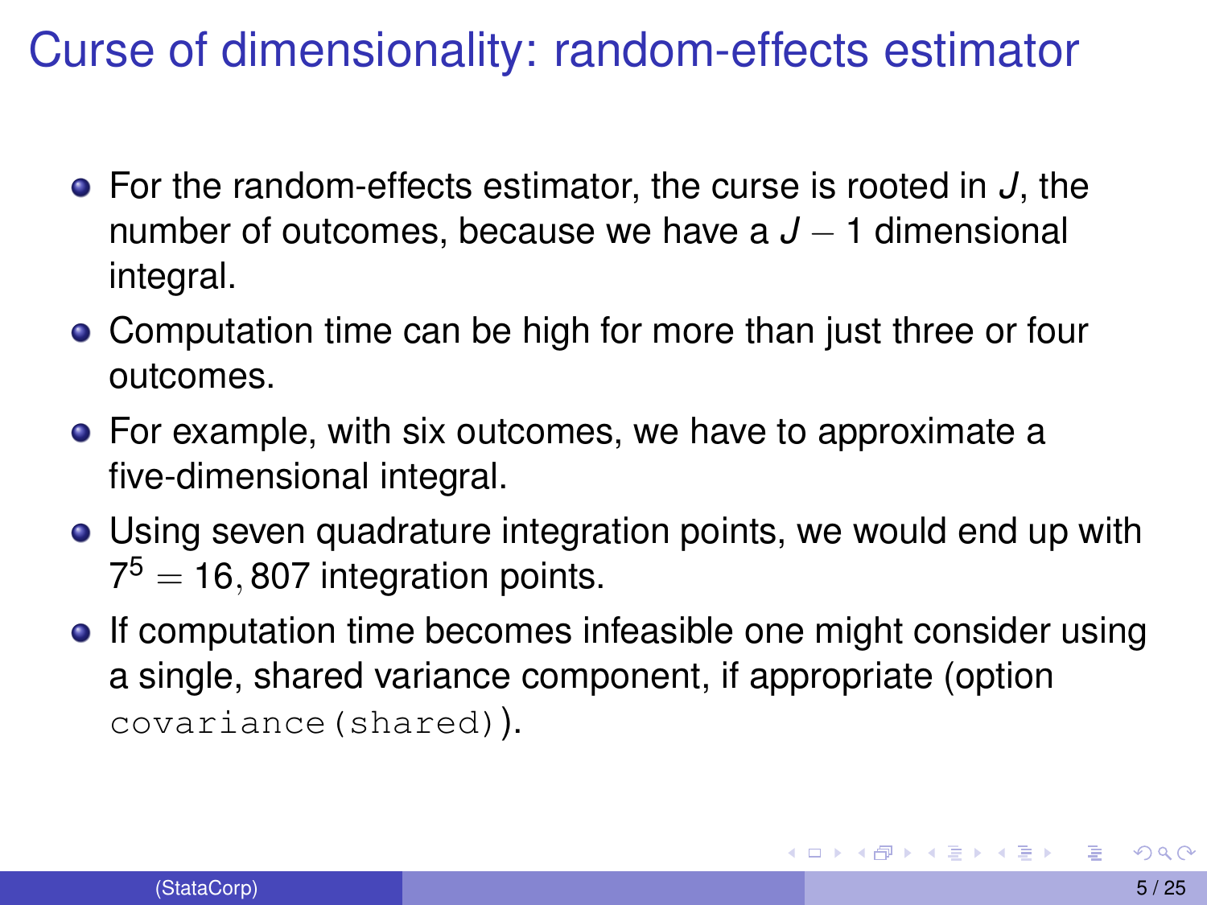# Curse of dimensionality: random-effects estimator

- For the random-effects estimator, the curse is rooted in $J$, the number of outcomes, because we have a $J - 1$ dimensional integral.
- Computation time can be high for more than just three or four outcomes.
- For example, with six outcomes, we have to approximate a five-dimensional integral.
- Using seven quadrature integration points, we would end up with $7^5 = 16{,}807$ integration points.
- If computation time becomes infeasible one might consider using a single, shared variance component, if appropriate (option `covariance(shared)`).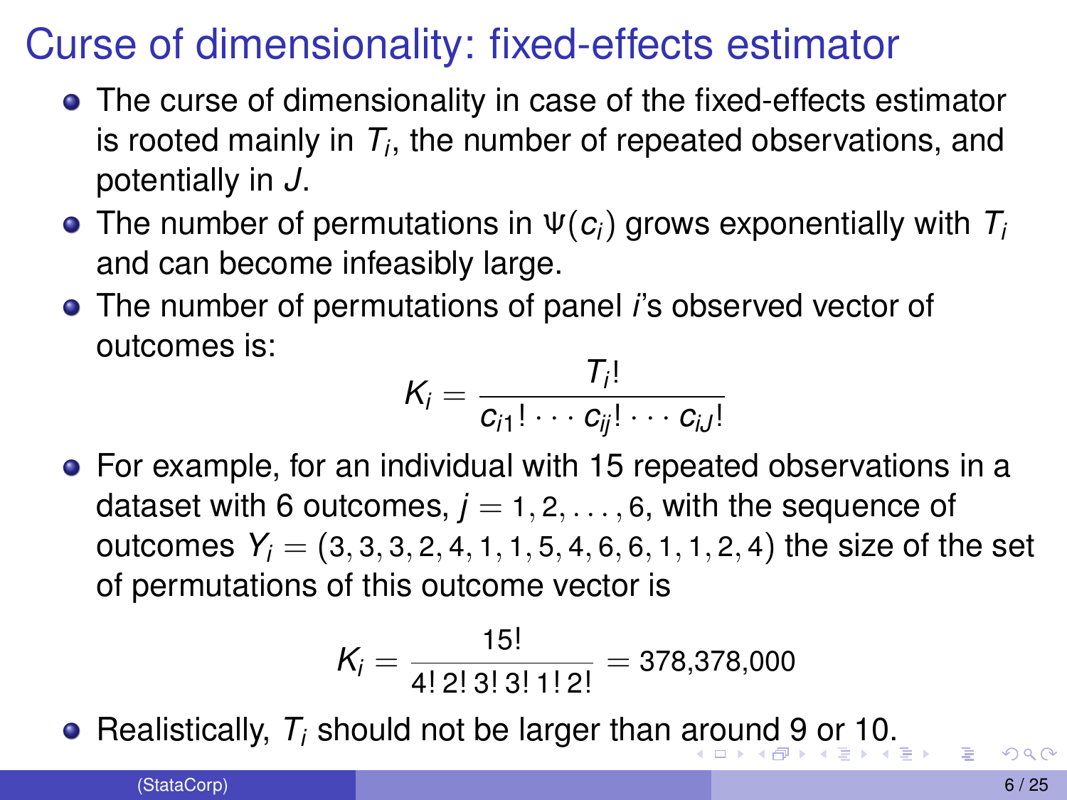# Curse of dimensionality: fixed-effects estimator

- The curse of dimensionality in case of the fixed-effects estimator is rooted mainly in $T_i$, the number of repeated observations, and potentially in $J$.
- The number of permutations in $\Psi(c_i)$ grows exponentially with $T_i$ and can become infeasibly large.
- The number of permutations of panel $i$'s observed vector of outcomes is:

$$K_i = \frac{T_i!}{c_{i1}! \cdots c_{ij}! \cdots c_{iJ}!}$$

- For example, for an individual with 15 repeated observations in a dataset with 6 outcomes, $j = 1, 2, \ldots, 6$, with the sequence of outcomes $Y_i = (3, 3, 3, 2, 4, 1, 1, 5, 4, 6, 6, 1, 1, 2, 4)$ the size of the set of permutations of this outcome vector is

$$K_i = \frac{15!}{4!\,2!\,3!\,3!\,1!\,2!} = 378{,}378{,}000$$

- Realistically, $T_i$ should not be larger than around 9 or 10.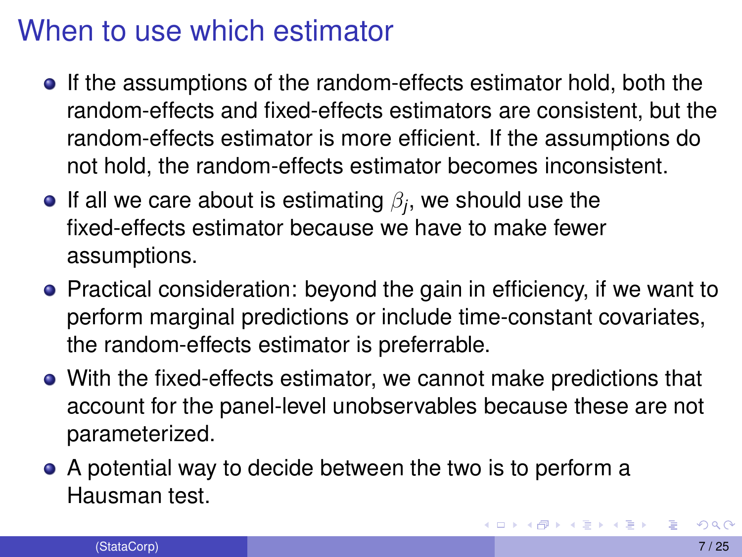# When to use which estimator

- If the assumptions of the random-effects estimator hold, both the random-effects and fixed-effects estimators are consistent, but the random-effects estimator is more efficient. If the assumptions do not hold, the random-effects estimator becomes inconsistent.
- If all we care about is estimating $\beta_j$, we should use the fixed-effects estimator because we have to make fewer assumptions.
- Practical consideration: beyond the gain in efficiency, if we want to perform marginal predictions or include time-constant covariates, the random-effects estimator is preferrable.
- With the fixed-effects estimator, we cannot make predictions that account for the panel-level unobservables because these are not parameterized.
- A potential way to decide between the two is to perform a Hausman test.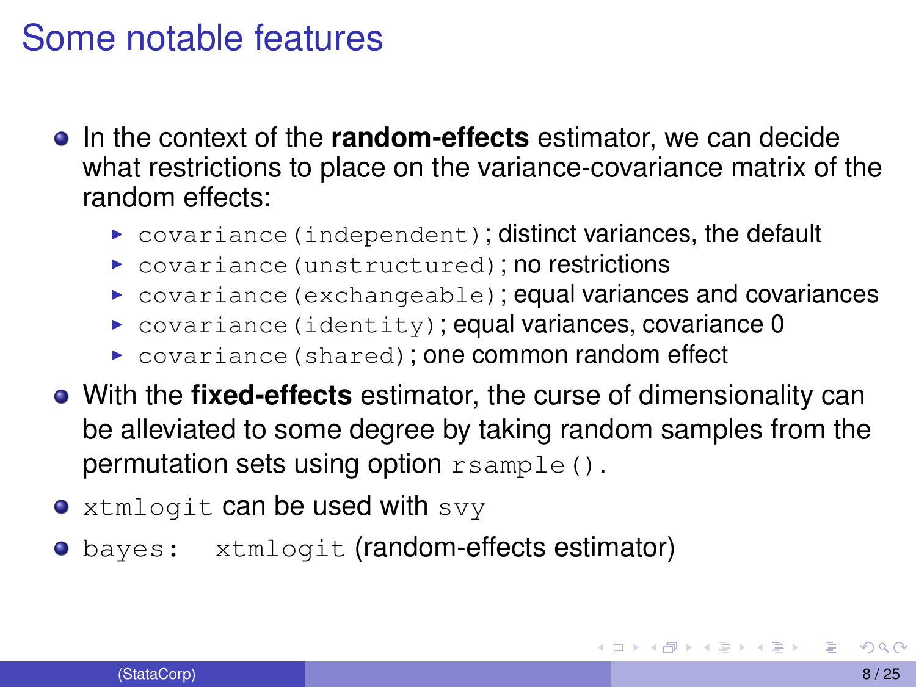# Some notable features

- In the context of the **random-effects** estimator, we can decide what restrictions to place on the variance-covariance matrix of the random effects:
  - `covariance(independent)`; distinct variances, the default
  - `covariance(unstructured)`; no restrictions
  - `covariance(exchangeable)`; equal variances and covariances
  - `covariance(identity)`; equal variances, covariance 0
  - `covariance(shared)`; one common random effect
- With the **fixed-effects** estimator, the curse of dimensionality can be alleviated to some degree by taking random samples from the permutation sets using option `rsample()`.
- `xtmlogit` can be used with `svy`
- `bayes: xtmlogit` (random-effects estimator)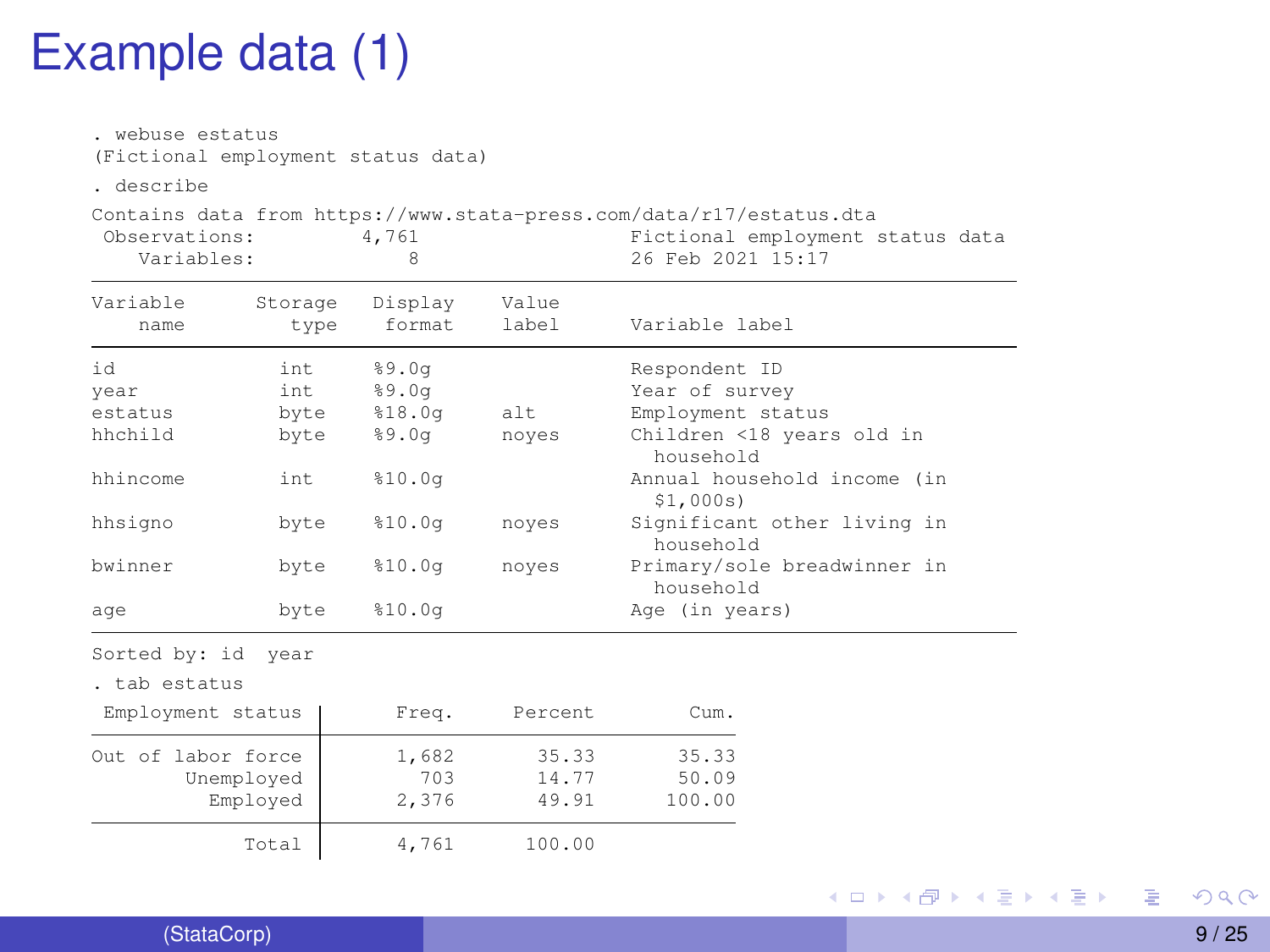# Example data (1)

```
. webuse estatus
(Fictional employment status data)

. describe

Contains data from https://www.stata-press.com/data/r17/estatus.dta
 Observations:         4,761                  Fictional employment status data
    Variables:             8                  26 Feb 2021 15:17
------------------------------------------------------------------------------
Variable      Storage   Display    Value
    name         type    format    label      Variable label
------------------------------------------------------------------------------
id              int     %9.0g                 Respondent ID
year            int     %9.0g                 Year of survey
estatus         byte    %18.0g     alt        Employment status
hhchild         byte    %9.0g      noyes      Children <18 years old in
                                                household
hhincome        int     %10.0g                Annual household income (in
                                                $1,000s)
hhsigno         byte    %10.0g     noyes      Significant other living in
                                                household
bwinner         byte    %10.0g     noyes      Primary/sole breadwinner in
                                                household
age             byte    %10.0g                Age (in years)
------------------------------------------------------------------------------
Sorted by: id  year

. tab estatus

 Employment status |      Freq.     Percent        Cum.
-------------------+-----------------------------------
Out of labor force |      1,682       35.33       35.33
        Unemployed |        703       14.77       50.09
          Employed |      2,376       49.91      100.00
-------------------+-----------------------------------
             Total |      4,761      100.00
```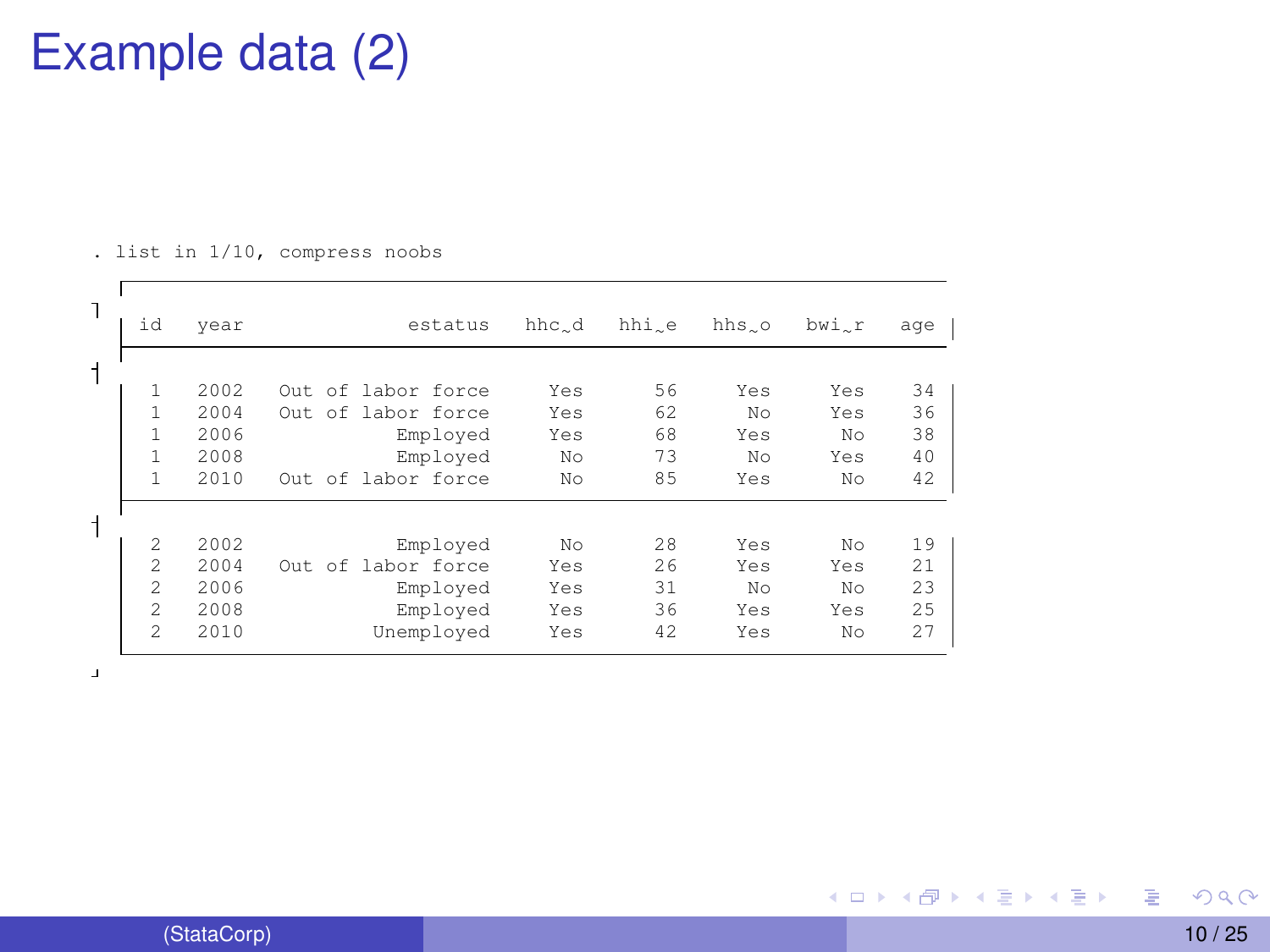# Example data (2)

```
. list in 1/10, compress noobs
```

| id | year | estatus | hhc~d | hhi~e | hhs~o | bwi~r | age |
|---|---|---|---|---|---|---|---|
| 1 | 2002 | Out of labor force | Yes | 56 | Yes | Yes | 34 |
| 1 | 2004 | Out of labor force | Yes | 62 | No | Yes | 36 |
| 1 | 2006 | Employed | Yes | 68 | Yes | No | 38 |
| 1 | 2008 | Employed | No | 73 | No | Yes | 40 |
| 1 | 2010 | Out of labor force | No | 85 | Yes | No | 42 |
| 2 | 2002 | Employed | No | 28 | Yes | No | 19 |
| 2 | 2004 | Out of labor force | Yes | 26 | Yes | Yes | 21 |
| 2 | 2006 | Employed | Yes | 31 | No | No | 23 |
| 2 | 2008 | Employed | Yes | 36 | Yes | Yes | 25 |
| 2 | 2010 | Unemployed | Yes | 42 | Yes | No | 27 |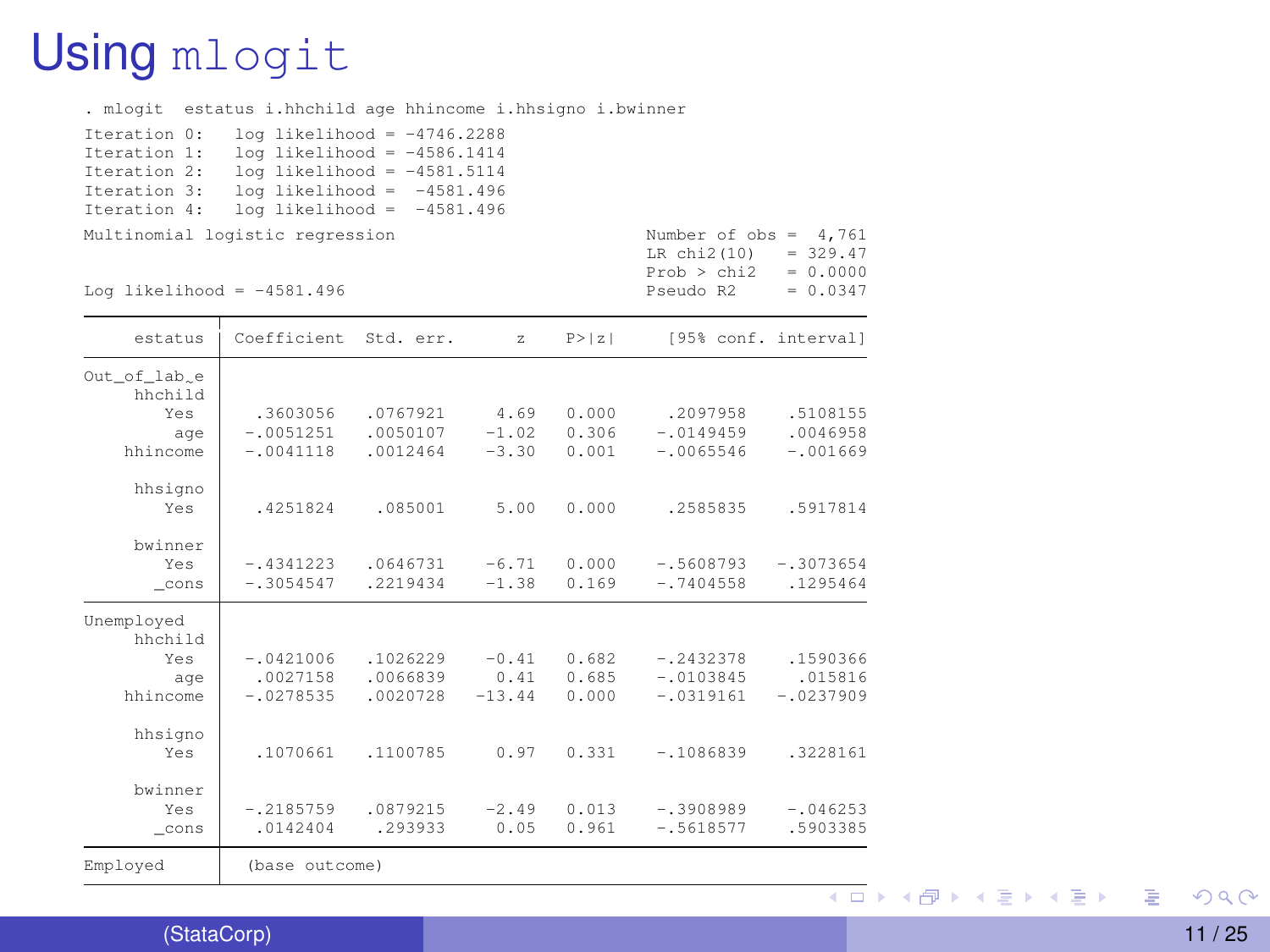# Using `mlogit`

```
. mlogit  estatus i.hhchild age hhincome i.hhsigno i.bwinner

Iteration 0:   log likelihood = -4746.2288
Iteration 1:   log likelihood = -4586.1414
Iteration 2:   log likelihood = -4581.5114
Iteration 3:   log likelihood =  -4581.496
Iteration 4:   log likelihood =  -4581.496

Multinomial logistic regression                         Number of obs =  4,761
                                                        LR chi2(10)   = 329.47
                                                        Prob > chi2   = 0.0000
Log likelihood = -4581.496                              Pseudo R2     = 0.0347

------------------------------------------------------------------------------
     estatus | Coefficient  Std. err.      z    P>|z|     [95% conf. interval]
-------------+----------------------------------------------------------------
Out_of_lab~e |
     hhchild |
        Yes  |   .3603056   .0767921     4.69   0.000     .2097958    .5108155
         age |  -.0051251   .0050107    -1.02   0.306    -.0149459    .0046958
    hhincome |  -.0041118   .0012464    -3.30   0.001    -.0065546    -.001669
             |
     hhsigno |
        Yes  |   .4251824    .085001     5.00   0.000     .2585835    .5917814
             |
     bwinner |
        Yes  |  -.4341223   .0646731    -6.71   0.000    -.5608793   -.3073654
       _cons |  -.3054547   .2219434    -1.38   0.169    -.7404558    .1295464
-------------+----------------------------------------------------------------
Unemployed   |
     hhchild |
        Yes  |  -.0421006   .1026229    -0.41   0.682    -.2432378    .1590366
         age |   .0027158   .0066839     0.41   0.685    -.0103845     .015816
    hhincome |  -.0278535   .0020728   -13.44   0.000    -.0319161   -.0237909
             |
     hhsigno |
        Yes  |   .1070661   .1100785     0.97   0.331    -.1086839    .3228161
             |
     bwinner |
        Yes  |  -.2185759   .0879215    -2.49   0.013    -.3908989    -.046253
       _cons |   .0142404    .293933     0.05   0.961    -.5618577    .5903385
-------------+----------------------------------------------------------------
Employed     |  (base outcome)
------------------------------------------------------------------------------
```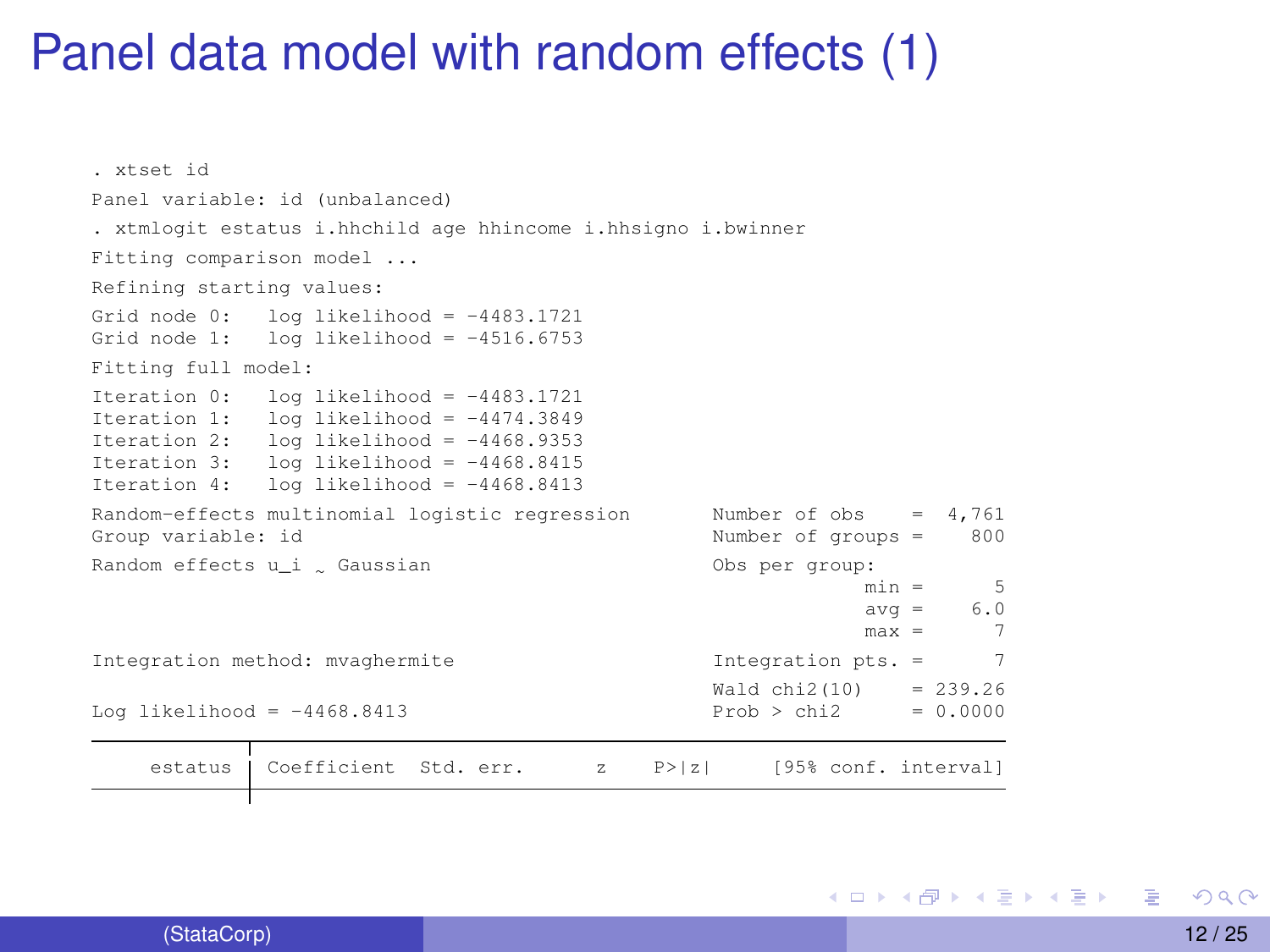# Panel data model with random effects (1)

```
. xtset id
Panel variable: id (unbalanced)
. xtmlogit estatus i.hhchild age hhincome i.hhsigno i.bwinner
Fitting comparison model ...
Refining starting values:
Grid node 0:   log likelihood = -4483.1721
Grid node 1:   log likelihood = -4516.6753
Fitting full model:
Iteration 0:   log likelihood = -4483.1721
Iteration 1:   log likelihood = -4474.3849
Iteration 2:   log likelihood = -4468.9353
Iteration 3:   log likelihood = -4468.8415
Iteration 4:   log likelihood = -4468.8413
Random-effects multinomial logistic regression        Number of obs     =  4,761
Group variable: id                                    Number of groups  =    800
Random effects u_i ~ Gaussian                         Obs per group:
                                                                    min =      5
                                                                    avg =    6.0
                                                                    max =      7
Integration method: mvaghermite                       Integration pts.  =      7
                                                      Wald chi2(10)     = 239.26
Log likelihood = -4468.8413                           Prob > chi2       = 0.0000

------------------------------------------------------------------------------
     estatus | Coefficient  Std. err.      z    P>|z|     [95% conf. interval]
-------------+----------------------------------------------------------------
```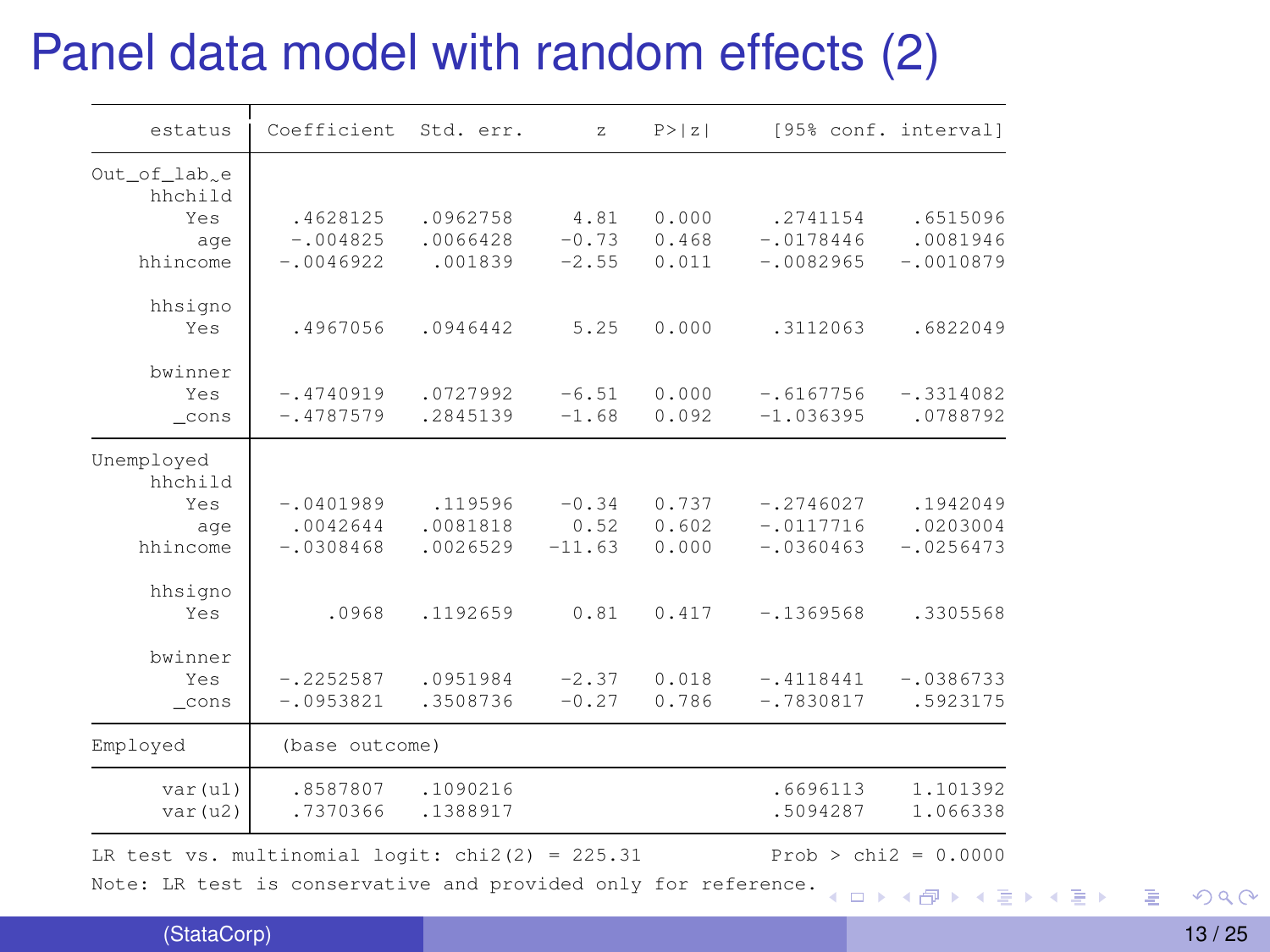# Panel data model with random effects (2)

| estatus | Coefficient | Std. err. | z | P>\|z\| | [95% conf. | interval] |
|---|---|---|---|---|---|---|
| **Out_of_lab~e** | | | | | | |
| hhchild | | | | | | |
| Yes | .4628125 | .0962758 | 4.81 | 0.000 | .2741154 | .6515096 |
| age | -.004825 | .0066428 | -0.73 | 0.468 | -.0178446 | .0081946 |
| hhincome | -.0046922 | .001839 | -2.55 | 0.011 | -.0082965 | -.0010879 |
| hhsigno | | | | | | |
| Yes | .4967056 | .0946442 | 5.25 | 0.000 | .3112063 | .6822049 |
| bwinner | | | | | | |
| Yes | -.4740919 | .0727992 | -6.51 | 0.000 | -.6167756 | -.3314082 |
| _cons | -.4787579 | .2845139 | -1.68 | 0.092 | -1.036395 | .0788792 |
| **Unemployed** | | | | | | |
| hhchild | | | | | | |
| Yes | -.0401989 | .119596 | -0.34 | 0.737 | -.2746027 | .1942049 |
| age | .0042644 | .0081818 | 0.52 | 0.602 | -.0117716 | .0203004 |
| hhincome | -.0308468 | .0026529 | -11.63 | 0.000 | -.0360463 | -.0256473 |
| hhsigno | | | | | | |
| Yes | .0968 | .1192659 | 0.81 | 0.417 | -.1369568 | .3305568 |
| bwinner | | | | | | |
| Yes | -.2252587 | .0951984 | -2.37 | 0.018 | -.4118441 | -.0386733 |
| _cons | -.0953821 | .3508736 | -0.27 | 0.786 | -.7830817 | .5923175 |
| **Employed** | (base outcome) | | | | | |
| var(u1) | .8587807 | .1090216 | | | .6696113 | 1.101392 |
| var(u2) | .7370366 | .1388917 | | | .5094287 | 1.066338 |

LR test vs. multinomial logit: chi2(2) = 225.31 Prob > chi2 = 0.0000

Note: LR test is conservative and provided only for reference.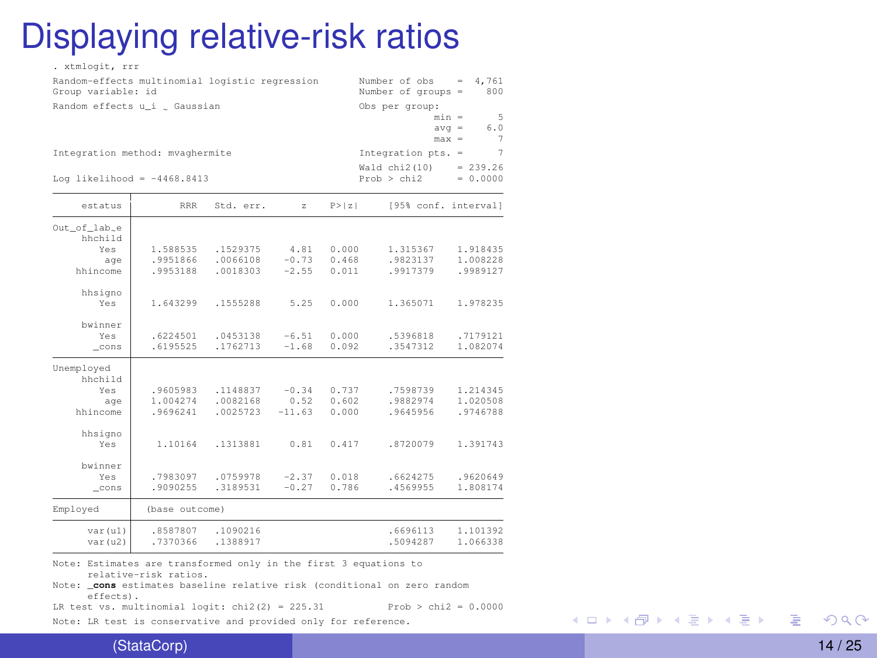# Displaying relative-risk ratios

```
. xtmlogit, rrr

Random-effects multinomial logistic regression       Number of obs     =  4,761
Group variable: id                                   Number of groups  =    800

Random effects u_i ~ Gaussian                        Obs per group:
                                                                   min =      5
                                                                   avg =    6.0
                                                                   max =      7

Integration method: mvaghermite                      Integration pts.  =      7

                                                     Wald chi2(10)     = 239.26
Log likelihood = -4468.8413                          Prob > chi2       = 0.0000

------------------------------------------------------------------------------
     estatus |        RRR   Std. err.      z    P>|z|     [95% conf. interval]
-------------+----------------------------------------------------------------
Out_of_lab~e |
     hhchild |
        Yes  |   1.588535   .1529375     4.81   0.000     1.315367    1.918435
         age |   .9951866   .0066108    -0.73   0.468     .9823137    1.008228
    hhincome |   .9953188   .0018303    -2.55   0.011     .9917379    .9989127
             |
     hhsigno |
        Yes  |   1.643299   .1555288     5.25   0.000     1.365071    1.978235
             |
     bwinner |
        Yes  |   .6224501   .0453138    -6.51   0.000     .5396818    .7179121
       _cons |   .6195525   .1762713    -1.68   0.092     .3547312    1.082074
-------------+----------------------------------------------------------------
Unemployed   |
     hhchild |
        Yes  |   .9605983   .1148837    -0.34   0.737     .7598739    1.214345
         age |   1.004274   .0082168     0.52   0.602     .9882974    1.020508
    hhincome |   .9696241   .0025723   -11.63   0.000     .9645956    .9746788
             |
     hhsigno |
        Yes  |    1.10164   .1313881     0.81   0.417     .8720079    1.391743
             |
     bwinner |
        Yes  |   .7983097   .0759978    -2.37   0.018     .6624275    .9620649
       _cons |   .9090255   .3189531    -0.27   0.786     .4569955    1.808174
-------------+----------------------------------------------------------------
Employed     |  (base outcome)
-------------+----------------------------------------------------------------
     var(u1) |   .8587807   .1090216                      .6696113    1.101392
     var(u2) |   .7370366   .1388917                      .5094287    1.066338
------------------------------------------------------------------------------
Note: Estimates are transformed only in the first 3 equations to
      relative-risk ratios.
Note: _cons estimates baseline relative risk (conditional on zero random
      effects).
LR test vs. multinomial logit: chi2(2) = 225.31           Prob > chi2 = 0.0000
Note: LR test is conservative and provided only for reference.
```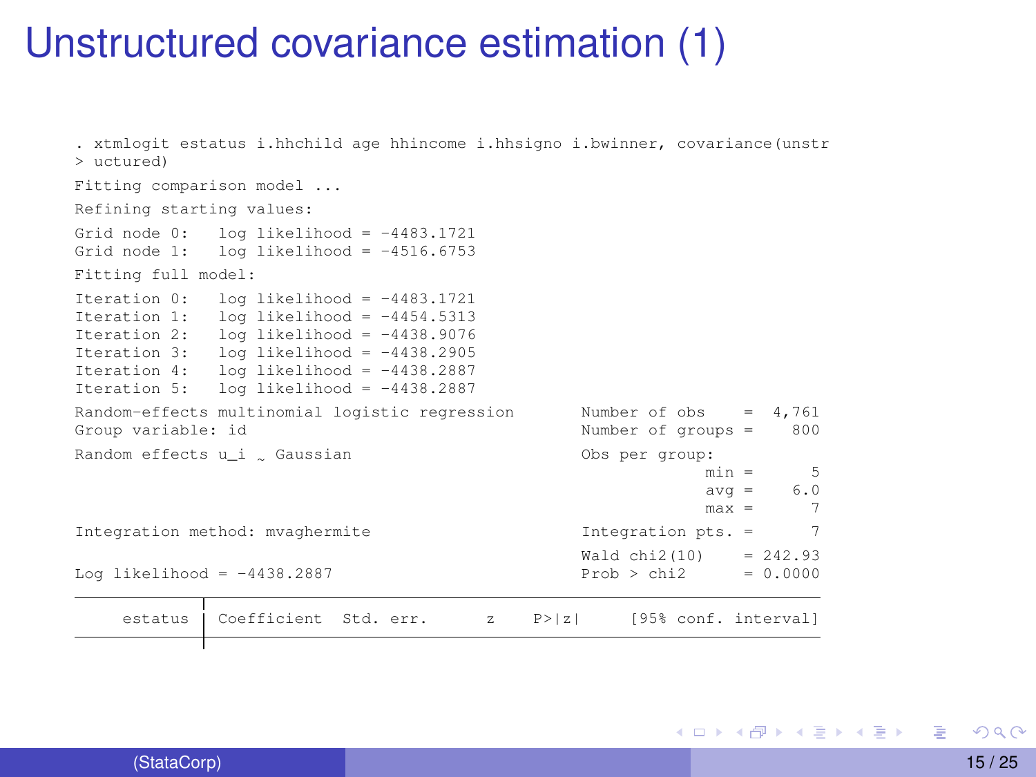# Unstructured covariance estimation (1)

```
. xtmlogit estatus i.hhchild age hhincome i.hhsigno i.bwinner, covariance(unstr
> uctured)

Fitting comparison model ...

Refining starting values:

Grid node 0:   log likelihood = -4483.1721
Grid node 1:   log likelihood = -4516.6753

Fitting full model:

Iteration 0:   log likelihood = -4483.1721
Iteration 1:   log likelihood = -4454.5313
Iteration 2:   log likelihood = -4438.9076
Iteration 3:   log likelihood = -4438.2905
Iteration 4:   log likelihood = -4438.2887
Iteration 5:   log likelihood = -4438.2887

Random-effects multinomial logistic regression       Number of obs     =  4,761
Group variable: id                                   Number of groups  =    800

Random effects u_i ~ Gaussian                        Obs per group:
                                                                  min =      5
                                                                  avg =    6.0
                                                                  max =      7

Integration method: mvaghermite                      Integration pts.  =      7

                                                     Wald chi2(10)     = 242.93
Log likelihood = -4438.2887                          Prob > chi2       = 0.0000

------------------------------------------------------------------------------
     estatus | Coefficient  Std. err.      z    P>|z|     [95% conf. interval]
-------------+----------------------------------------------------------------
```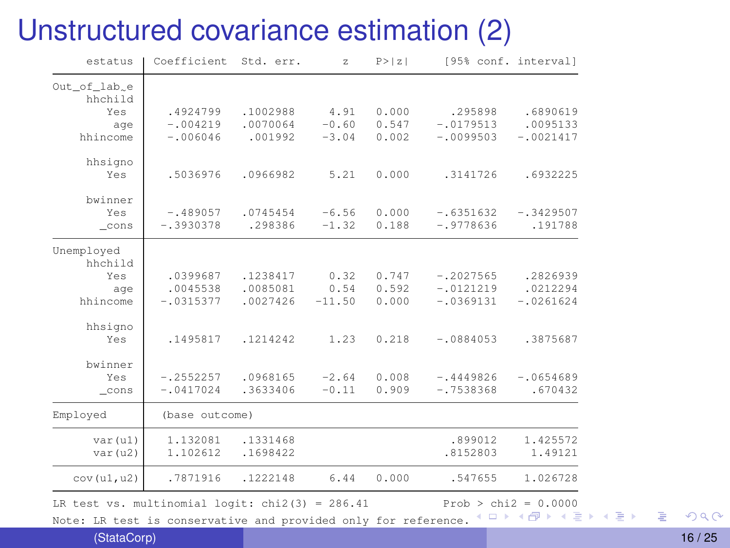# Unstructured covariance estimation (2)

```
     estatus | Coefficient  Std. err.      z    P>|z|     [95% conf. interval]
-------------+----------------------------------------------------------------
Out_of_lab~e |
     hhchild |
        Yes  |   .4924799   .1002988     4.91   0.000      .295898    .6890619
         age |   -.004219   .0070064    -0.60   0.547    -.0179513    .0095133
    hhincome |   -.006046    .001992    -3.04   0.002    -.0099503   -.0021417
             |
     hhsigno |
        Yes  |   .5036976   .0966982     5.21   0.000     .3141726    .6932225
             |
     bwinner |
        Yes  |   -.489057   .0745454    -6.56   0.000    -.6351632   -.3429507
       _cons |  -.3930378    .298386    -1.32   0.188    -.9778636     .191788
-------------+----------------------------------------------------------------
Unemployed   |
     hhchild |
        Yes  |   .0399687   .1238417     0.32   0.747    -.2027565    .2826939
         age |   .0045538   .0085081     0.54   0.592    -.0121219    .0212294
    hhincome |  -.0315377   .0027426   -11.50   0.000    -.0369131   -.0261624
             |
     hhsigno |
        Yes  |   .1495817   .1214242     1.23   0.218    -.0884053    .3875687
             |
     bwinner |
        Yes  |  -.2552257   .0968165    -2.64   0.008    -.4449826   -.0654689
       _cons |  -.0417024   .3633406    -0.11   0.909    -.7538368     .670432
-------------+----------------------------------------------------------------
Employed     |  (base outcome)
-------------+----------------------------------------------------------------
      var(u1)|   1.132081   .1331468                       .899012    1.425572
      var(u2)|   1.102612   .1698422                      .8152803     1.49121
-------------+----------------------------------------------------------------
  cov(u1,u2) |   .7871916   .1222148     6.44   0.000      .547655    1.026728
------------------------------------------------------------------------------
LR test vs. multinomial logit: chi2(3) = 286.41           Prob > chi2 = 0.0000
Note: LR test is conservative and provided only for reference.
```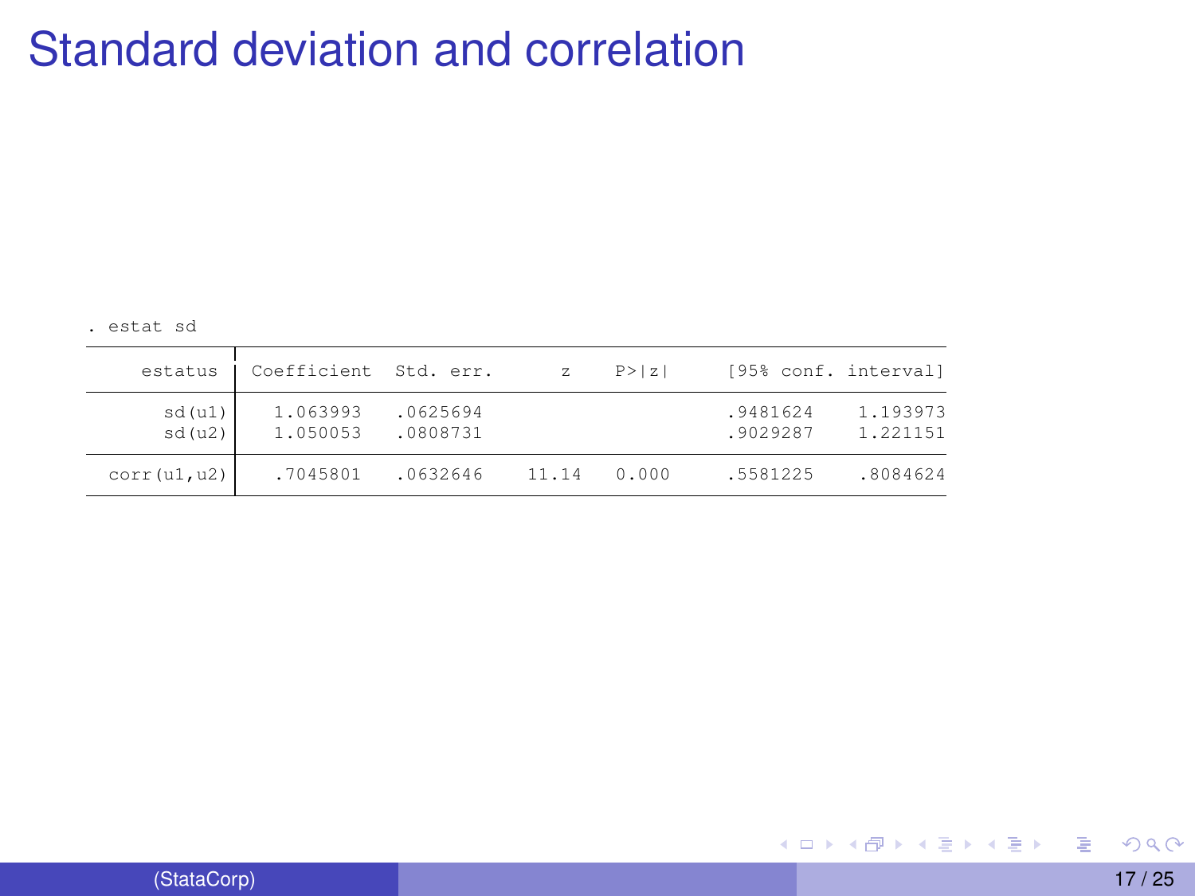# Standard deviation and correlation

```
. estat sd
```

| estatus | Coefficient | Std. err. | z | P>\|z\| | [95% conf. interval] | |
|---|---|---|---|---|---|---|
| sd(u1) | 1.063993 | .0625694 | | | .9481624 | 1.193973 |
| sd(u2) | 1.050053 | .0808731 | | | .9029287 | 1.221151 |
| corr(u1,u2) | .7045801 | .0632646 | 11.14 | 0.000 | .5581225 | .8084624 |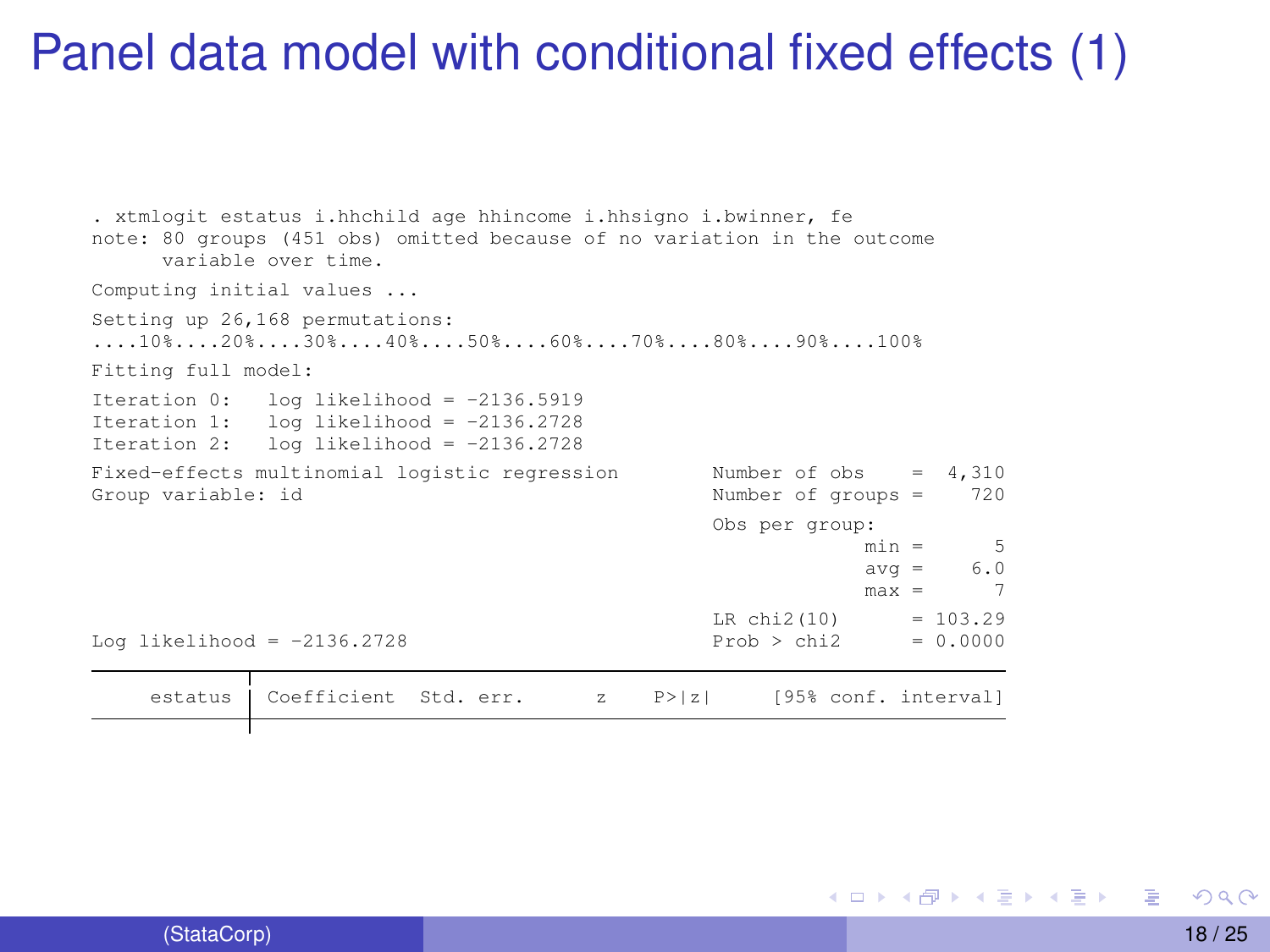# Panel data model with conditional fixed effects (1)

```
. xtmlogit estatus i.hhchild age hhincome i.hhsigno i.bwinner, fe
note: 80 groups (451 obs) omitted because of no variation in the outcome
      variable over time.

Computing initial values ...

Setting up 26,168 permutations:
....10%....20%....30%....40%....50%....60%....70%....80%....90%....100%

Fitting full model:

Iteration 0:   log likelihood = -2136.5919
Iteration 1:   log likelihood = -2136.2728
Iteration 2:   log likelihood = -2136.2728

Fixed-effects multinomial logistic regression        Number of obs     =  4,310
Group variable: id                                   Number of groups =    720

                                                     Obs per group:
                                                                   min =      5
                                                                   avg =    6.0
                                                                   max =      7

                                                     LR chi2(10)       = 103.29
Log likelihood = -2136.2728                          Prob > chi2       = 0.0000

------------------------------------------------------------------------------
     estatus | Coefficient  Std. err.      z    P>|z|     [95% conf. interval]
-------------+----------------------------------------------------------------
```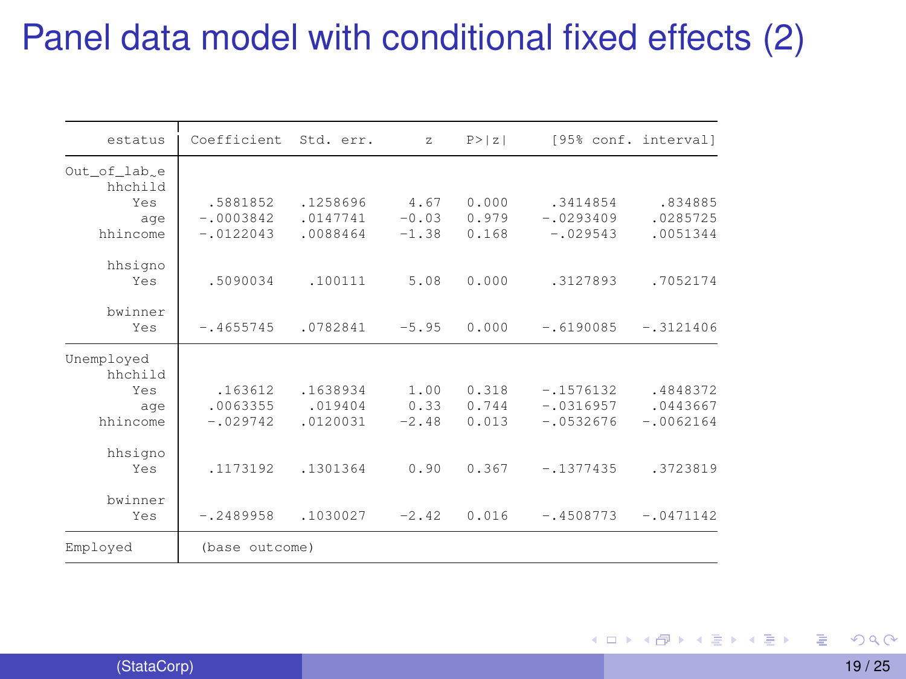# Panel data model with conditional fixed effects (2)

| estatus | Coefficient | Std. err. | z | P>\|z\| | [95% conf. | interval] |
|---|---|---|---|---|---|---|
| **Out_of_lab~e** | | | | | | |
| hhchild | | | | | | |
| Yes | .5881852 | .1258696 | 4.67 | 0.000 | .3414854 | .834885 |
| age | -.0003842 | .0147741 | -0.03 | 0.979 | -.0293409 | .0285725 |
| hhincome | -.0122043 | .0088464 | -1.38 | 0.168 | -.029543 | .0051344 |
| hhsigno | | | | | | |
| Yes | .5090034 | .100111 | 5.08 | 0.000 | .3127893 | .7052174 |
| bwinner | | | | | | |
| Yes | -.4655745 | .0782841 | -5.95 | 0.000 | -.6190085 | -.3121406 |
| **Unemployed** | | | | | | |
| hhchild | | | | | | |
| Yes | .163612 | .1638934 | 1.00 | 0.318 | -.1576132 | .4848372 |
| age | .0063355 | .019404 | 0.33 | 0.744 | -.0316957 | .0443667 |
| hhincome | -.029742 | .0120031 | -2.48 | 0.013 | -.0532676 | -.0062164 |
| hhsigno | | | | | | |
| Yes | .1173192 | .1301364 | 0.90 | 0.367 | -.1377435 | .3723819 |
| bwinner | | | | | | |
| Yes | -.2489958 | .1030027 | -2.42 | 0.016 | -.4508773 | -.0471142 |
| **Employed** | (base outcome) | | | | | |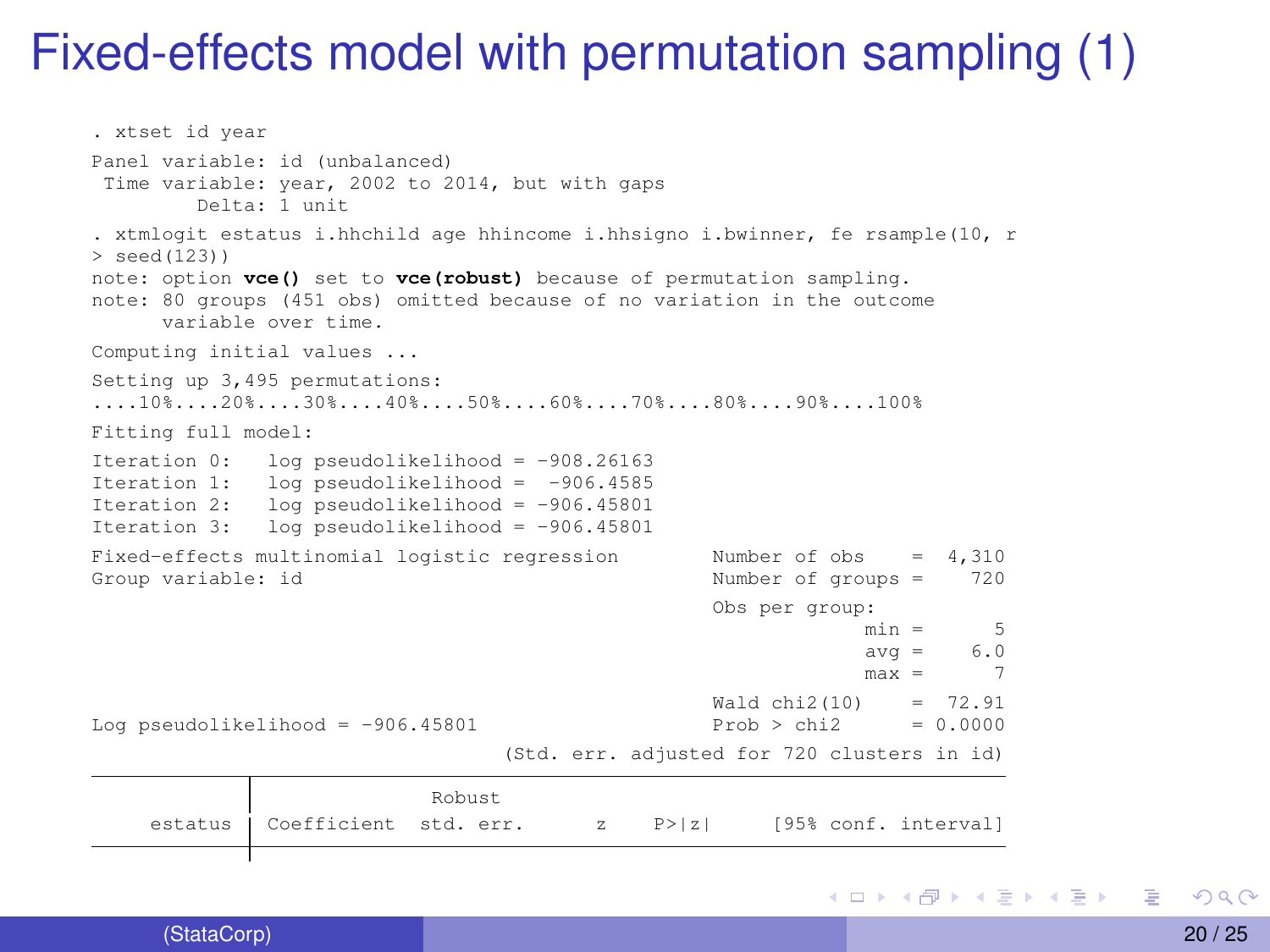# Fixed-effects model with permutation sampling (1)

```
. xtset id year

Panel variable: id (unbalanced)
 Time variable: year, 2002 to 2014, but with gaps
         Delta: 1 unit

. xtmlogit estatus i.hhchild age hhincome i.hhsigno i.bwinner, fe rsample(10, r
> seed(123))
note: option vce() set to vce(robust) because of permutation sampling.
note: 80 groups (451 obs) omitted because of no variation in the outcome
      variable over time.

Computing initial values ...

Setting up 3,495 permutations:
....10%....20%....30%....40%....50%....60%....70%....80%....90%....100%

Fitting full model:

Iteration 0:   log pseudolikelihood = -908.26163
Iteration 1:   log pseudolikelihood =  -906.4585
Iteration 2:   log pseudolikelihood = -906.45801
Iteration 3:   log pseudolikelihood = -906.45801

Fixed-effects multinomial logistic regression        Number of obs    =  4,310
Group variable: id                                   Number of groups =    720

                                                     Obs per group:
                                                                  min =      5
                                                                  avg =    6.0
                                                                  max =      7

                                                     Wald chi2(10)    =  72.91
Log pseudolikelihood = -906.45801                    Prob > chi2      = 0.0000

                                 (Std. err. adjusted for 720 clusters in id)
------------------------------------------------------------------------------
             |               Robust
     estatus | Coefficient  std. err.      z    P>|z|     [95% conf. interval]
-------------+----------------------------------------------------------------
             |
```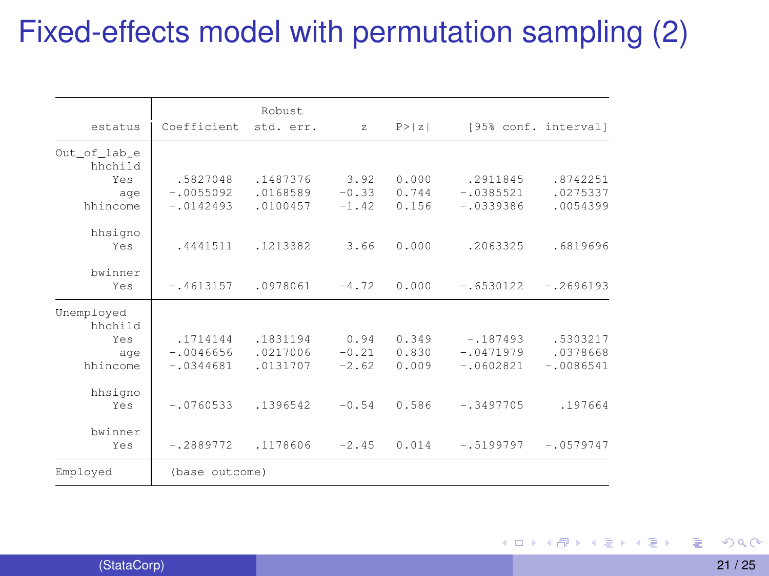# Fixed-effects model with permutation sampling (2)

| estatus | Coefficient | Robust std. err. | z | P>\|z\| | [95% conf. | interval] |
|---|---|---|---|---|---|---|
| **Out_of_lab~e** | | | | | | |
| hhchild | | | | | | |
| Yes | .5827048 | .1487376 | 3.92 | 0.000 | .2911845 | .8742251 |
| age | -.0055092 | .0168589 | -0.33 | 0.744 | -.0385521 | .0275337 |
| hhincome | -.0142493 | .0100457 | -1.42 | 0.156 | -.0339386 | .0054399 |
| hhsigno | | | | | | |
| Yes | .4441511 | .1213382 | 3.66 | 0.000 | .2063325 | .6819696 |
| bwinner | | | | | | |
| Yes | -.4613157 | .0978061 | -4.72 | 0.000 | -.6530122 | -.2696193 |
| **Unemployed** | | | | | | |
| hhchild | | | | | | |
| Yes | .1714144 | .1831194 | 0.94 | 0.349 | -.187493 | .5303217 |
| age | -.0046656 | .0217006 | -0.21 | 0.830 | -.0471979 | .0378668 |
| hhincome | -.0344681 | .0131707 | -2.62 | 0.009 | -.0602821 | -.0086541 |
| hhsigno | | | | | | |
| Yes | -.0760533 | .1396542 | -0.54 | 0.586 | -.3497705 | .197664 |
| bwinner | | | | | | |
| Yes | -.2889772 | .1178606 | -2.45 | 0.014 | -.5199797 | -.0579747 |
| **Employed** | (base outcome) | | | | | |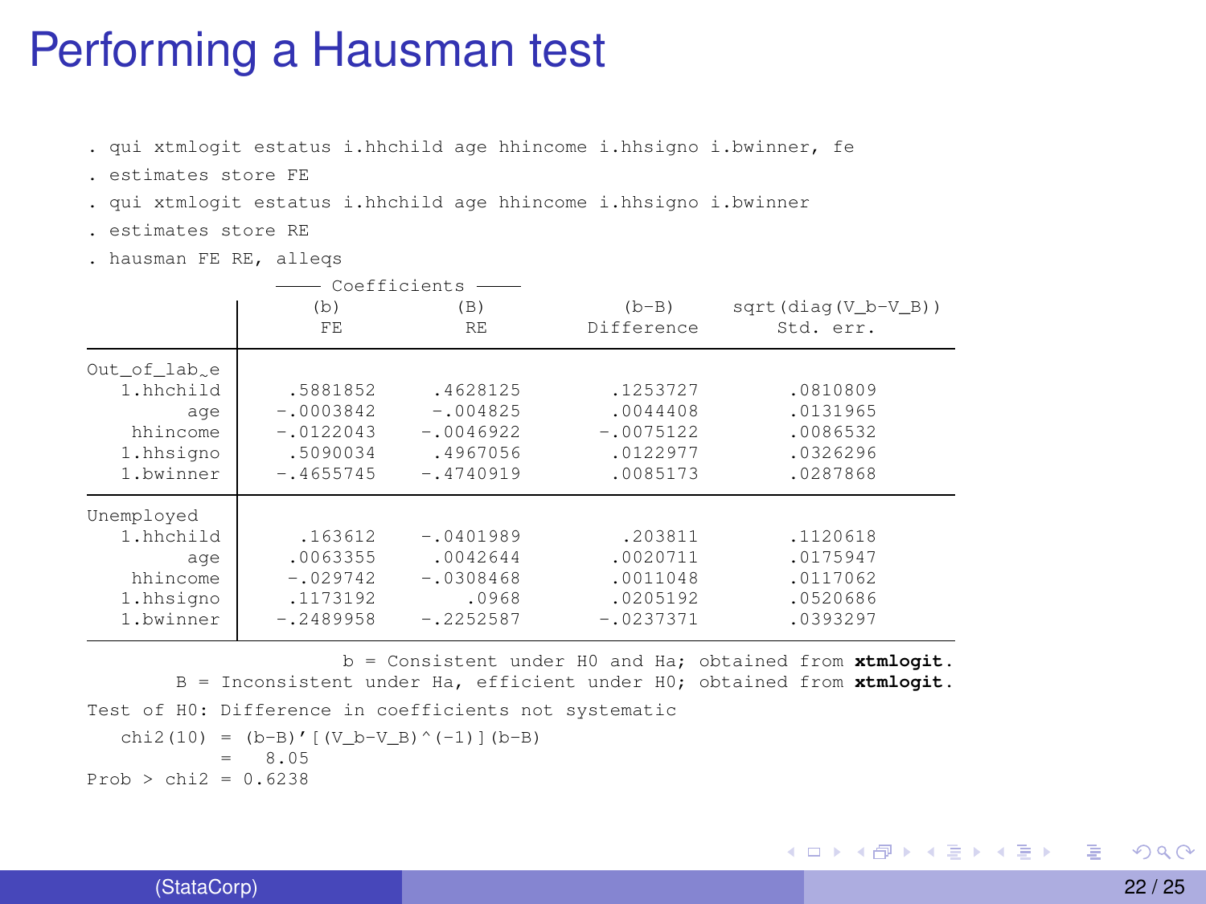# Performing a Hausman test

```
. qui xtmlogit estatus i.hhchild age hhincome i.hhsigno i.bwinner, fe
. estimates store FE
. qui xtmlogit estatus i.hhchild age hhincome i.hhsigno i.bwinner
. estimates store RE
. hausman FE RE, alleqs

                   ---- Coefficients ----
             |      (b)          (B)            (b-B)     sqrt(diag(V_b-V_B))
             |      FE           RE          Difference       Std. err.
-------------+----------------------------------------------------------------
Out_of_lab~e |
   1.hhchild |   .5881852     .4628125        .1253727        .0810809
         age |  -.0003842     -.004825        .0044408        .0131965
    hhincome |  -.0122043    -.0046922       -.0075122        .0086532
   1.hhsigno |   .5090034     .4967056        .0122977        .0326296
   1.bwinner |  -.4655745    -.4740919        .0085173        .0287868
-------------+----------------------------------------------------------------
Unemployed   |
   1.hhchild |    .163612    -.0401989         .203811        .1120618
         age |   .0063355     .0042644        .0020711        .0175947
    hhincome |   -.029742    -.0308468        .0011048        .0117062
   1.hhsigno |   .1173192        .0968        .0205192        .0520686
   1.bwinner |  -.2489958    -.2252587       -.0237371        .0393297
------------------------------------------------------------------------------
                          b = Consistent under H0 and Ha; obtained from xtmlogit.
           B = Inconsistent under Ha, efficient under H0; obtained from xtmlogit.

Test of H0: Difference in coefficients not systematic

   chi2(10) = (b-B)'[(V_b-V_B)^(-1)](b-B)
            =   8.05
Prob > chi2 = 0.6238
```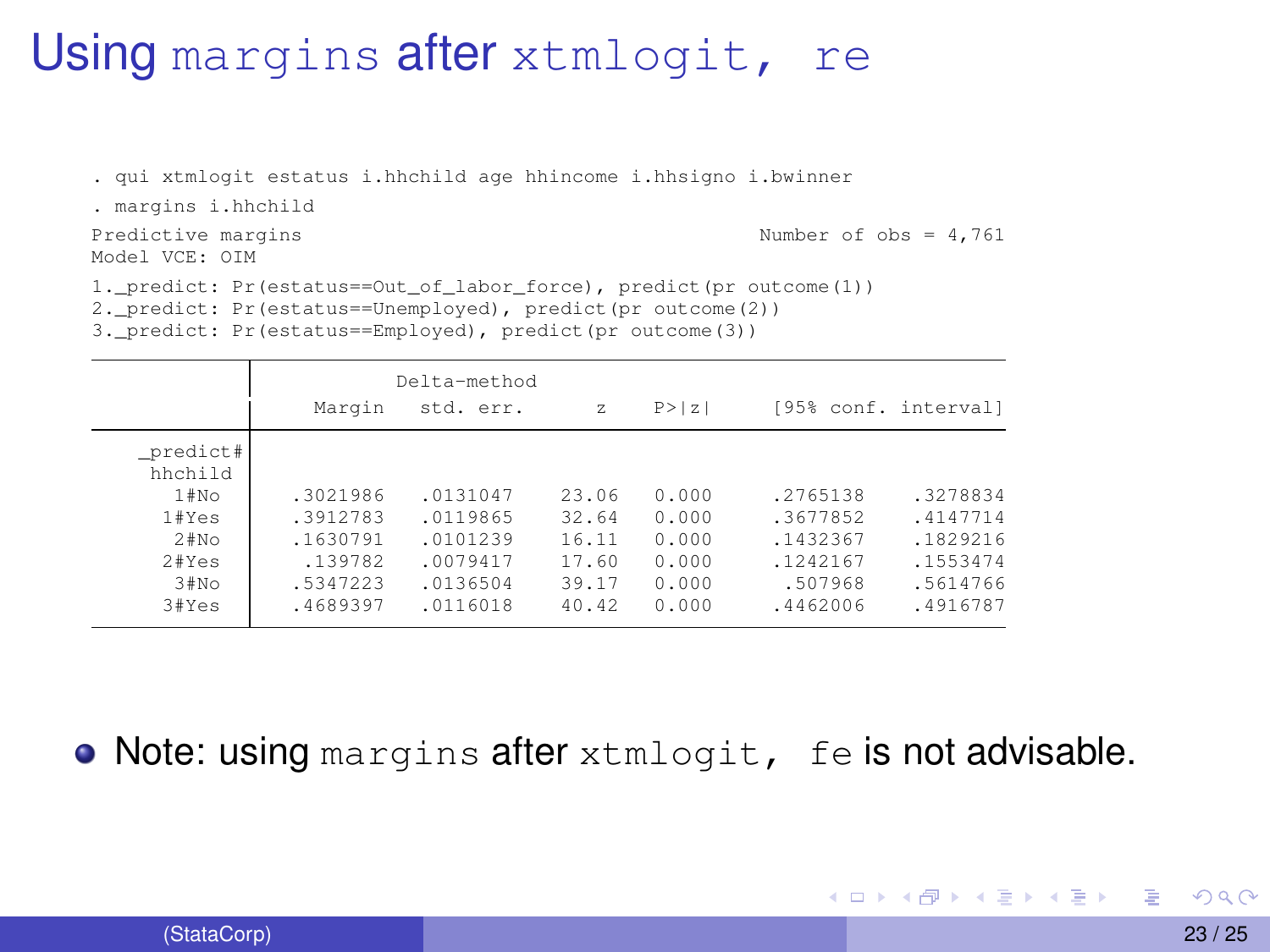# Using `margins` after `xtmlogit, re`

```
. qui xtmlogit estatus i.hhchild age hhincome i.hhsigno i.bwinner

. margins i.hhchild

Predictive margins                                      Number of obs = 4,761
Model VCE: OIM

1._predict: Pr(estatus==Out_of_labor_force), predict(pr outcome(1))
2._predict: Pr(estatus==Unemployed), predict(pr outcome(2))
3._predict: Pr(estatus==Employed), predict(pr outcome(3))

------------------------------------------------------------------------------
             |            Delta-method
             |     Margin   std. err.      z    P>|z|     [95% conf. interval]
-------------+----------------------------------------------------------------
   _predict# |
     hhchild |
        1#No |   .3021986   .0131047    23.06   0.000     .2765138    .3278834
       1#Yes |   .3912783   .0119865    32.64   0.000     .3677852    .4147714
        2#No |   .1630791   .0101239    16.11   0.000     .1432367    .1829216
       2#Yes |    .139782   .0079417    17.60   0.000     .1242167    .1553474
        3#No |   .5347223   .0136504    39.17   0.000      .507968    .5614766
       3#Yes |   .4689397   .0116018    40.42   0.000     .4462006    .4916787
------------------------------------------------------------------------------
```

- Note: using `margins` after `xtmlogit, fe` is not advisable.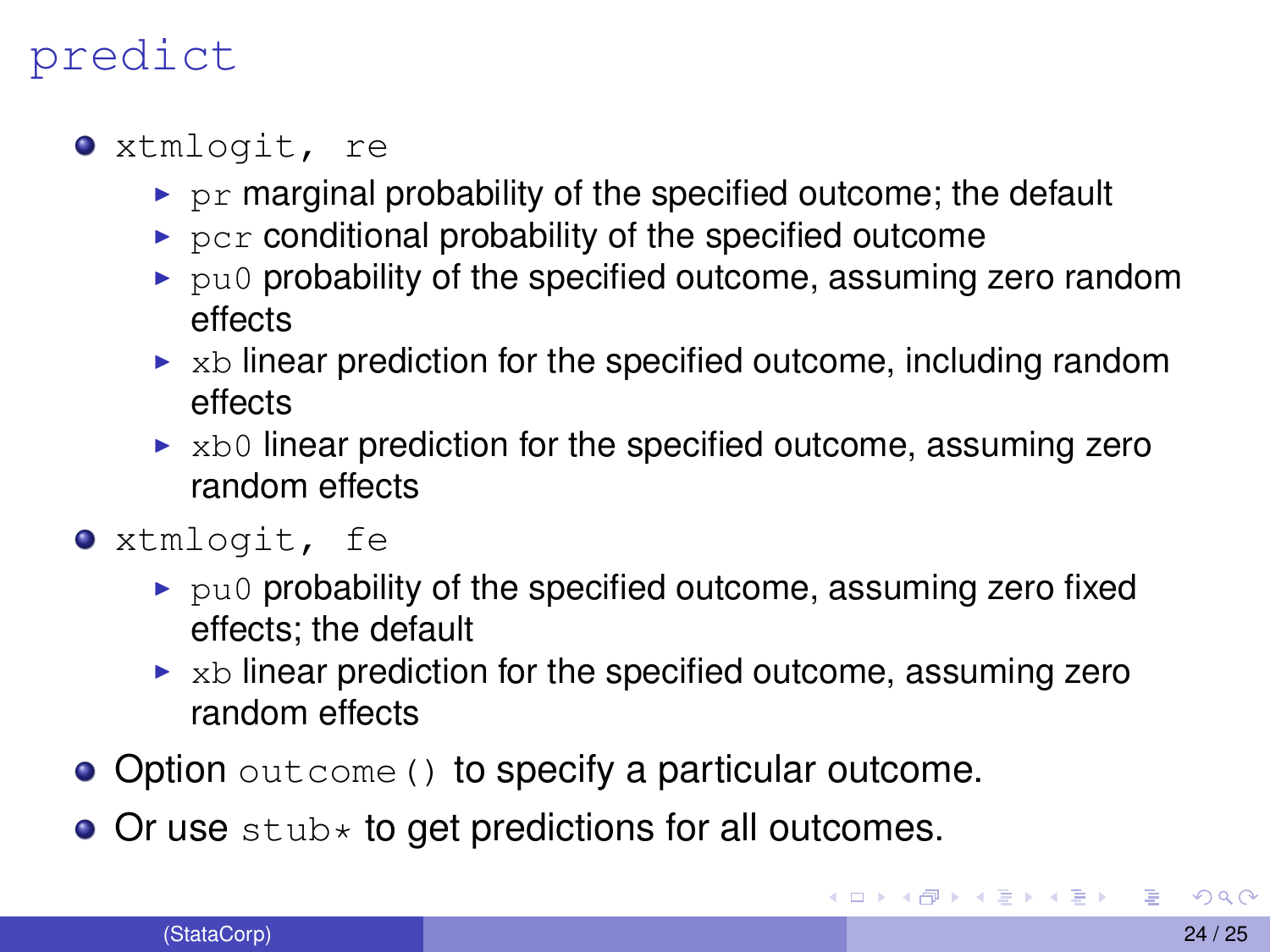# `predict`

- `xtmlogit, re`
  - `pr` marginal probability of the specified outcome; the default
  - `pcr` conditional probability of the specified outcome
  - `pu0` probability of the specified outcome, assuming zero random effects
  - `xb` linear prediction for the specified outcome, including random effects
  - `xb0` linear prediction for the specified outcome, assuming zero random effects
- `xtmlogit, fe`
  - `pu0` probability of the specified outcome, assuming zero fixed effects; the default
  - `xb` linear prediction for the specified outcome, assuming zero random effects
- Option `outcome()` to specify a particular outcome.
- Or use `stub*` to get predictions for all outcomes.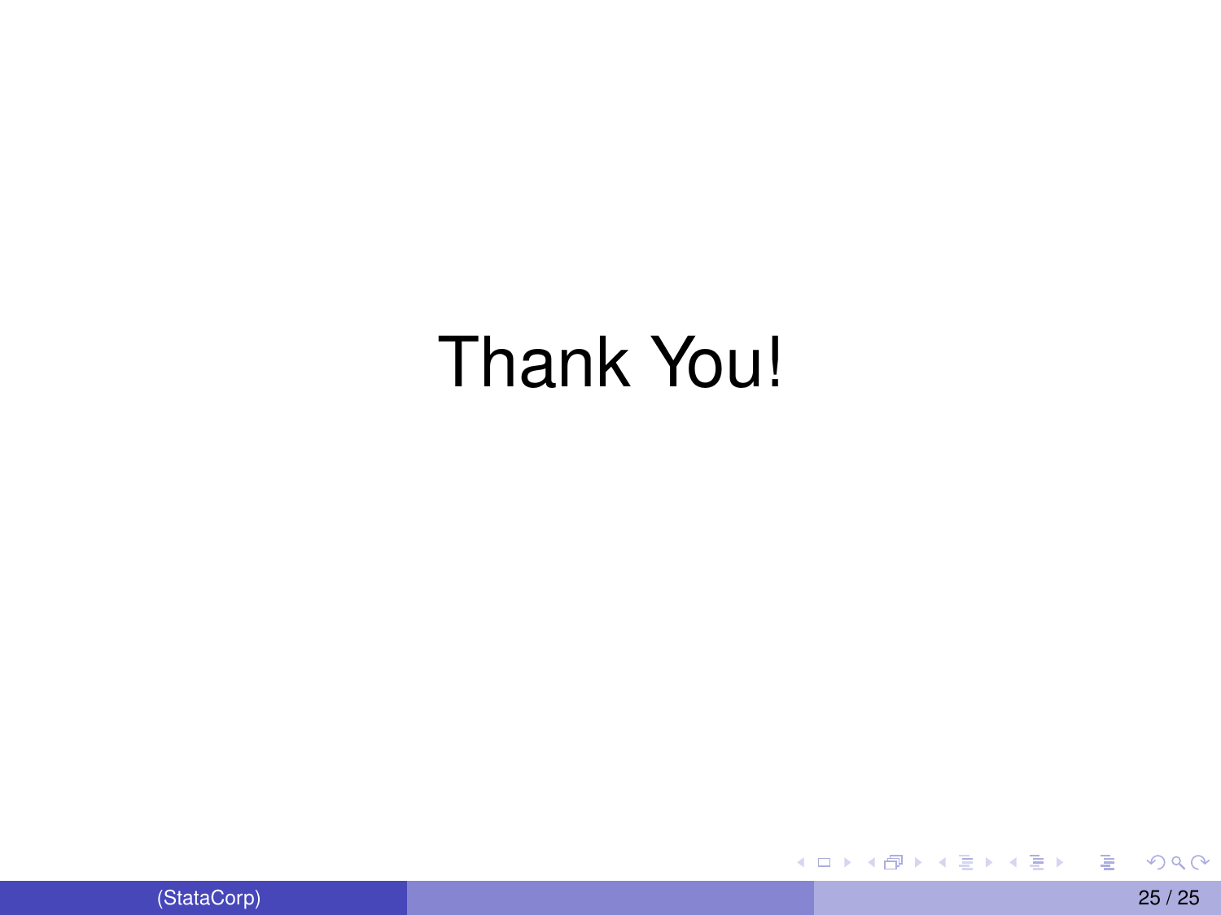Thank You!